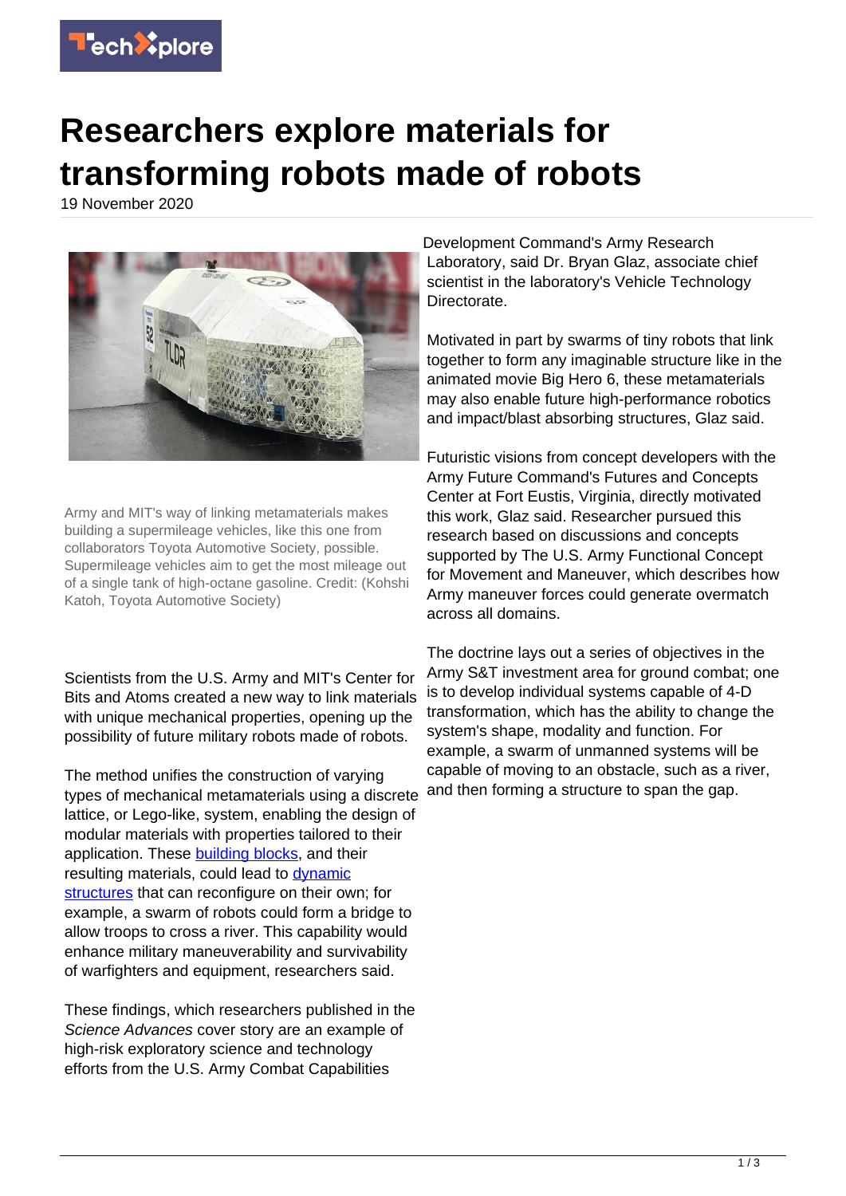# Researchers explore materials for transforming robots made of robots

19 November 2020

Army and MIT's way of linking metamaterials makes building a supermileage vehicles, like this one from collaborators Toyota Automotive Society, possible. Supermileage vehicles aim to get the most mileage out of a single tank of high-octane gasoline. Credit: (Kohshi Katoh, Toyota Automotive Society)

Scientists from the U.S. Army and MIT's Center for Bits and Atoms created a new way to link materials with unique mechanical properties, opening up the possibility of future military robots made of robots.

The method unifies the construction of varying types of mechanical metamaterials using a discrete lattice, or Lego-like, system, enabling the design of modular materials with properties tailored to their application. These building blocks, and their resulting materials, could lead to dynamic structures that can reconfigure on their own; for example, a swarm of robots could form a bridge to allow troops to cross a river. This capability would enhance military maneuverability and survivability of warfighters and equipment, researchers said.

These findings, which researchers published in the *Science Advances* cover story are an example of high-risk exploratory science and technology efforts from the U.S. Army Combat Capabilities Development Command's Army Research Laboratory, said Dr. Bryan Glaz, associate chief scientist in the laboratory's Vehicle Technology Directorate.

Motivated in part by swarms of tiny robots that link together to form any imaginable structure like in the animated movie Big Hero 6, these metamaterials may also enable future high-performance robotics and impact/blast absorbing structures, Glaz said.

Futuristic visions from concept developers with the Army Future Command's Futures and Concepts Center at Fort Eustis, Virginia, directly motivated this work, Glaz said. Researcher pursued this research based on discussions and concepts supported by The U.S. Army Functional Concept for Movement and Maneuver, which describes how Army maneuver forces could generate overmatch across all domains.

The doctrine lays out a series of objectives in the Army S&T investment area for ground combat; one is to develop individual systems capable of 4-D transformation, which has the ability to change the system's shape, modality and function. For example, a swarm of unmanned systems will be capable of moving to an obstacle, such as a river, and then forming a structure to span the gap.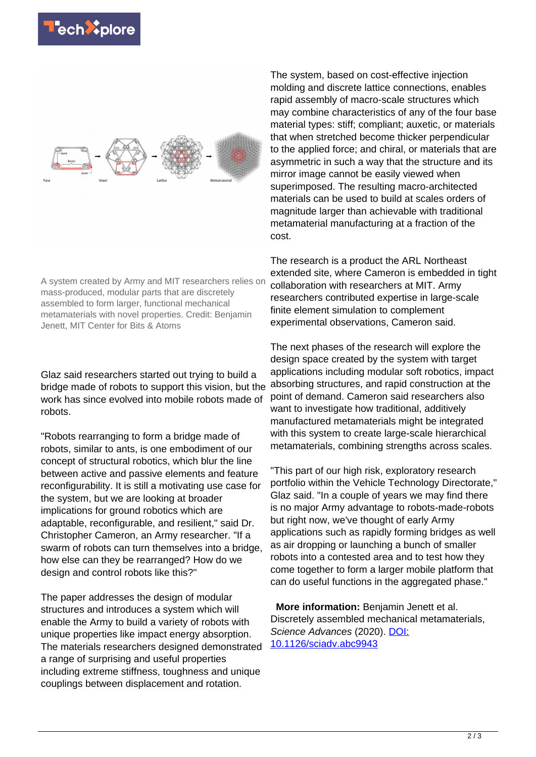A system created by Army and MIT researchers relies on mass-produced, modular parts that are discretely assembled to form larger, functional mechanical metamaterials with novel properties. Credit: Benjamin Jenett, MIT Center for Bits & Atoms

Glaz said researchers started out trying to build a bridge made of robots to support this vision, but the work has since evolved into mobile robots made of robots.

"Robots rearranging to form a bridge made of robots, similar to ants, is one embodiment of our concept of structural robotics, which blur the line between active and passive elements and feature reconfigurability. It is still a motivating use case for the system, but we are looking at broader implications for ground robotics which are adaptable, reconfigurable, and resilient," said Dr. Christopher Cameron, an Army researcher. "If a swarm of robots can turn themselves into a bridge, how else can they be rearranged? How do we design and control robots like this?"

The paper addresses the design of modular structures and introduces a system which will enable the Army to build a variety of robots with unique properties like impact energy absorption. The materials researchers designed demonstrated a range of surprising and useful properties including extreme stiffness, toughness and unique couplings between displacement and rotation.

The system, based on cost-effective injection molding and discrete lattice connections, enables rapid assembly of macro-scale structures which may combine characteristics of any of the four base material types: stiff; compliant; auxetic, or materials that when stretched become thicker perpendicular to the applied force; and chiral, or materials that are asymmetric in such a way that the structure and its mirror image cannot be easily viewed when superimposed. The resulting macro-architected materials can be used to build at scales orders of magnitude larger than achievable with traditional metamaterial manufacturing at a fraction of the cost.

The research is a product the ARL Northeast extended site, where Cameron is embedded in tight collaboration with researchers at MIT. Army researchers contributed expertise in large-scale finite element simulation to complement experimental observations, Cameron said.

The next phases of the research will explore the design space created by the system with target applications including modular soft robotics, impact absorbing structures, and rapid construction at the point of demand. Cameron said researchers also want to investigate how traditional, additively manufactured metamaterials might be integrated with this system to create large-scale hierarchical metamaterials, combining strengths across scales.

"This part of our high risk, exploratory research portfolio within the Vehicle Technology Directorate," Glaz said. "In a couple of years we may find there is no major Army advantage to robots-made-robots but right now, we've thought of early Army applications such as rapidly forming bridges as well as air dropping or launching a bunch of smaller robots into a contested area and to test how they come together to form a larger mobile platform that can do useful functions in the aggregated phase."

**More information:** Benjamin Jenett et al. Discretely assembled mechanical metamaterials, *Science Advances* (2020). DOI: 10.1126/sciadv.abc9943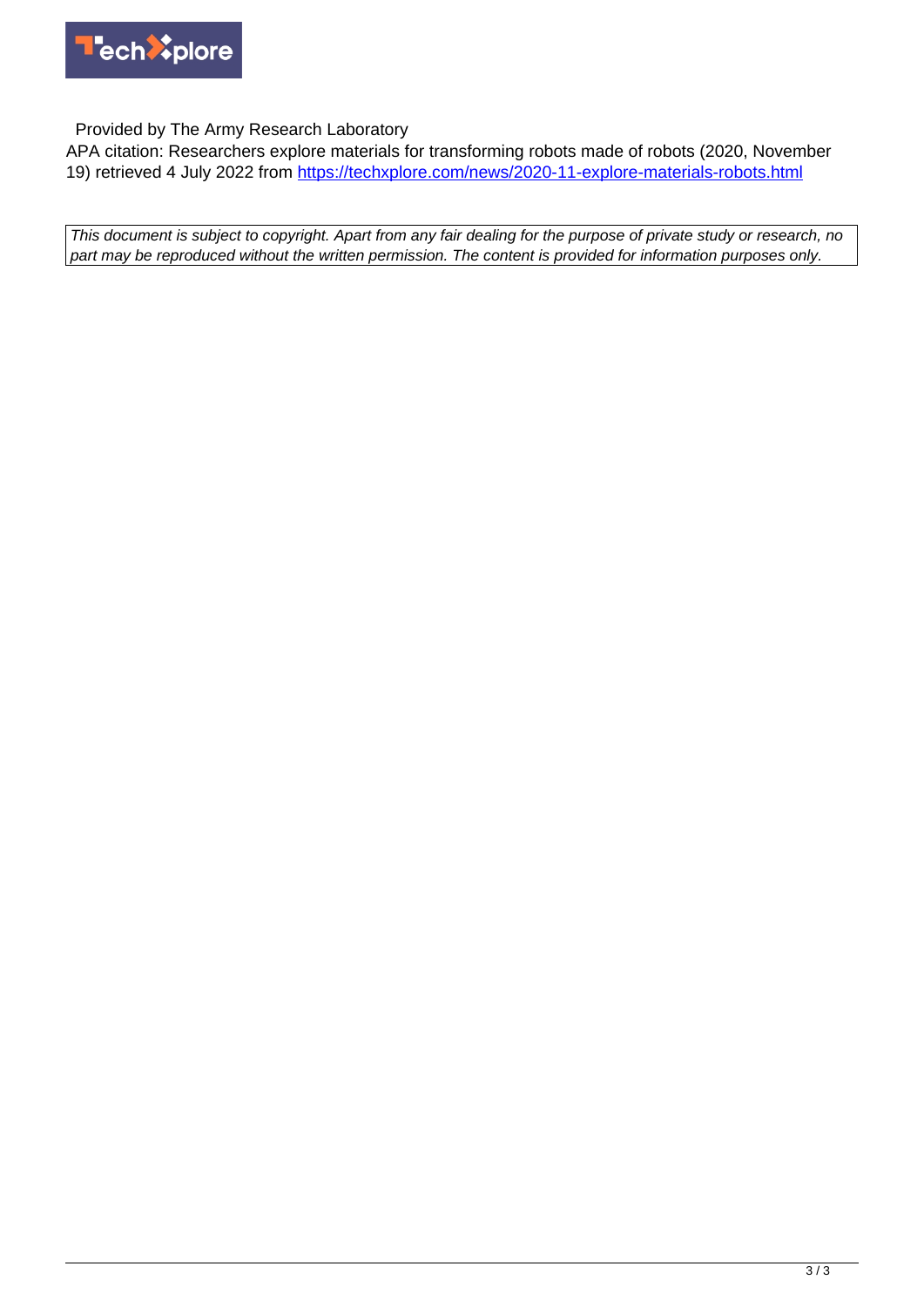Provided by The Army Research Laboratory

APA citation: Researchers explore materials for transforming robots made of robots (2020, November 19) retrieved 4 July 2022 from https://techxplore.com/news/2020-11-explore-materials-robots.html

*This document is subject to copyright. Apart from any fair dealing for the purpose of private study or research, no part may be reproduced without the written permission. The content is provided for information purposes only.*